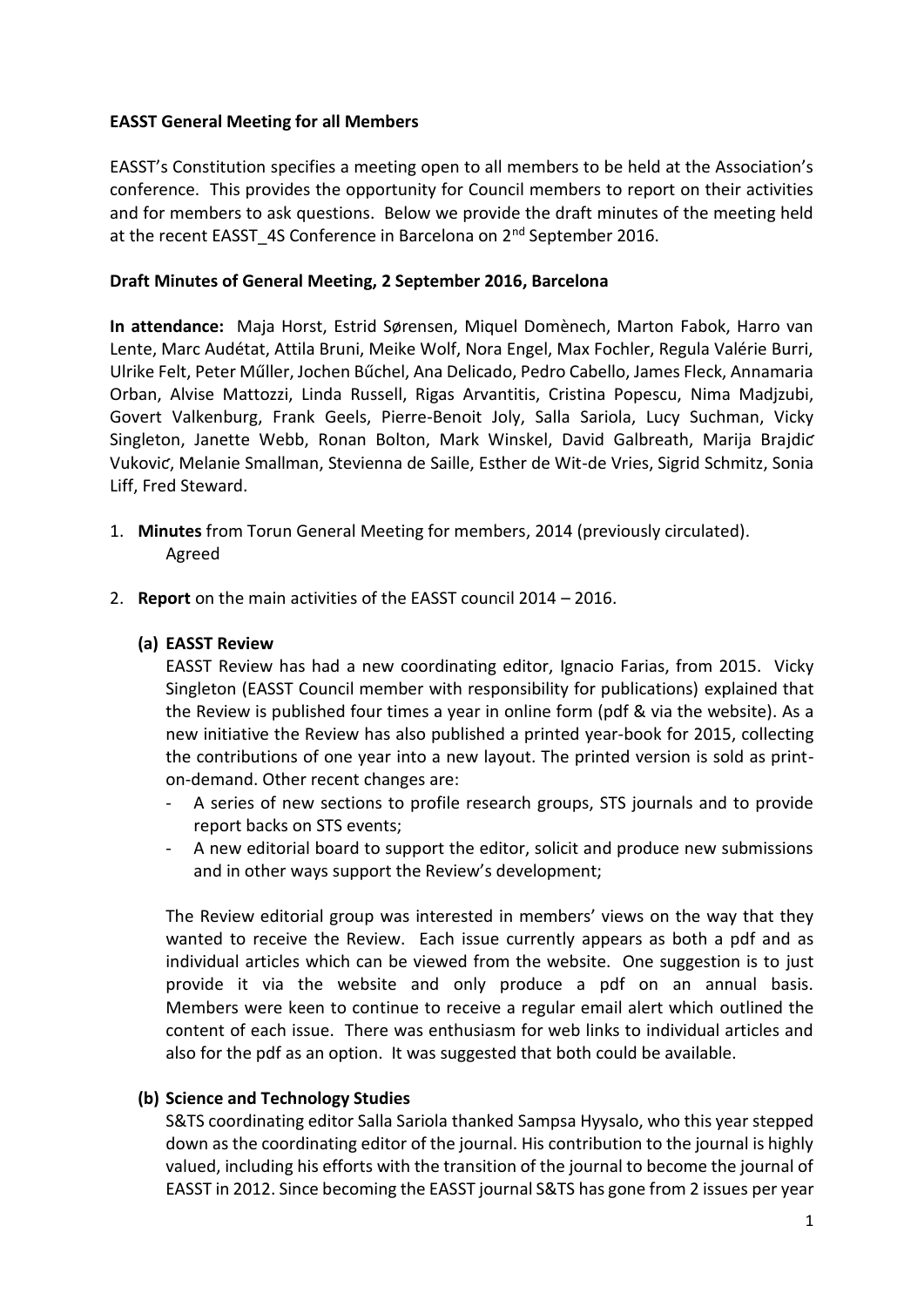**EASST General Meeting for all Members**

EASST's Constitution specifies a meeting open to all members to be held at the Association's conference. This provides the opportunity for Council members to report on their activities and for members to ask questions. Below we provide the draft minutes of the meeting held at the recent EASST_4S Conference in Barcelona on 2nd September 2016.

**Draft Minutes of General Meeting, 2 September 2016, Barcelona**

**In attendance:** Maja Horst, Estrid Sørensen, Miquel Domènech, Marton Fabok, Harro van Lente, Marc Audétat, Attila Bruni, Meike Wolf, Nora Engel, Max Fochler, Regula Valérie Burri, Ulrike Felt, Peter Műller, Jochen Bűchel, Ana Delicado, Pedro Cabello, James Fleck, Annamaria Orban, Alvise Mattozzi, Linda Russell, Rigas Arvantitis, Cristina Popescu, Nima Madjzubi, Govert Valkenburg, Frank Geels, Pierre-Benoit Joly, Salla Sariola, Lucy Suchman, Vicky Singleton, Janette Webb, Ronan Bolton, Mark Winskel, David Galbreath, Marija Brajdić Vuković, Melanie Smallman, Stevienna de Saille, Esther de Wit-de Vries, Sigrid Schmitz, Sonia Liff, Fred Steward.

1. **Minutes** from Torun General Meeting for members, 2014 (previously circulated).
   Agreed

2. **Report** on the main activities of the EASST council 2014 – 2016.

   **(a) EASST Review**

   EASST Review has had a new coordinating editor, Ignacio Farias, from 2015. Vicky Singleton (EASST Council member with responsibility for publications) explained that the Review is published four times a year in online form (pdf & via the website). As a new initiative the Review has also published a printed year-book for 2015, collecting the contributions of one year into a new layout. The printed version is sold as print-on-demand. Other recent changes are:

   - A series of new sections to profile research groups, STS journals and to provide report backs on STS events;
   - A new editorial board to support the editor, solicit and produce new submissions and in other ways support the Review's development;

   The Review editorial group was interested in members' views on the way that they wanted to receive the Review. Each issue currently appears as both a pdf and as individual articles which can be viewed from the website. One suggestion is to just provide it via the website and only produce a pdf on an annual basis. Members were keen to continue to receive a regular email alert which outlined the content of each issue. There was enthusiasm for web links to individual articles and also for the pdf as an option. It was suggested that both could be available.

   **(b) Science and Technology Studies**

   S&TS coordinating editor Salla Sariola thanked Sampsa Hyysalo, who this year stepped down as the coordinating editor of the journal. His contribution to the journal is highly valued, including his efforts with the transition of the journal to become the journal of EASST in 2012. Since becoming the EASST journal S&TS has gone from 2 issues per year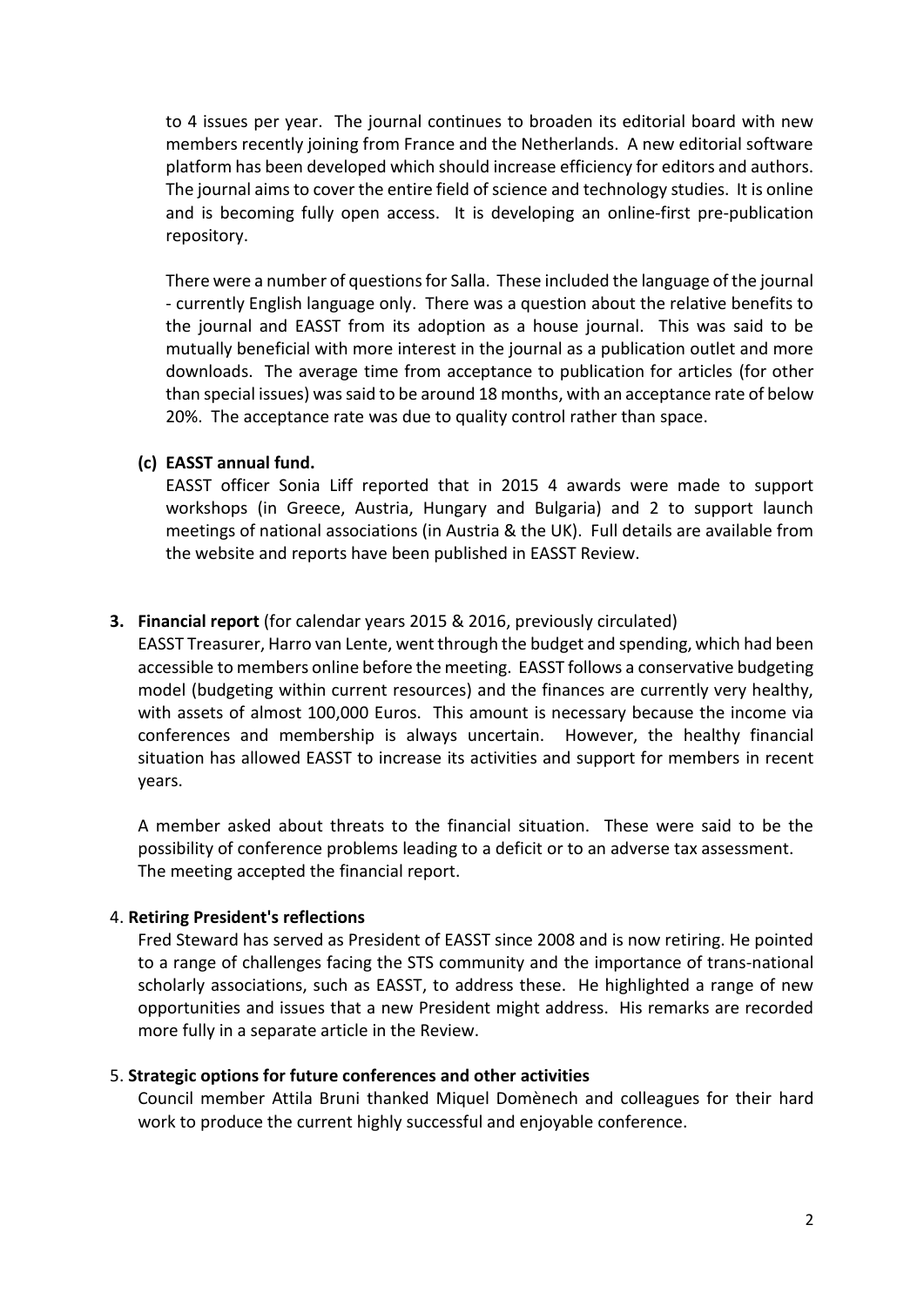to 4 issues per year. The journal continues to broaden its editorial board with new members recently joining from France and the Netherlands. A new editorial software platform has been developed which should increase efficiency for editors and authors. The journal aims to cover the entire field of science and technology studies. It is online and is becoming fully open access. It is developing an online-first pre-publication repository.

There were a number of questions for Salla. These included the language of the journal - currently English language only. There was a question about the relative benefits to the journal and EASST from its adoption as a house journal. This was said to be mutually beneficial with more interest in the journal as a publication outlet and more downloads. The average time from acceptance to publication for articles (for other than special issues) was said to be around 18 months, with an acceptance rate of below 20%. The acceptance rate was due to quality control rather than space.

**(c) EASST annual fund.**

EASST officer Sonia Liff reported that in 2015 4 awards were made to support workshops (in Greece, Austria, Hungary and Bulgaria) and 2 to support launch meetings of national associations (in Austria & the UK). Full details are available from the website and reports have been published in EASST Review.

**3. Financial report** (for calendar years 2015 & 2016, previously circulated)

EASST Treasurer, Harro van Lente, went through the budget and spending, which had been accessible to members online before the meeting. EASST follows a conservative budgeting model (budgeting within current resources) and the finances are currently very healthy, with assets of almost 100,000 Euros. This amount is necessary because the income via conferences and membership is always uncertain. However, the healthy financial situation has allowed EASST to increase its activities and support for members in recent years.

A member asked about threats to the financial situation. These were said to be the possibility of conference problems leading to a deficit or to an adverse tax assessment. The meeting accepted the financial report.

4. **Retiring President's reflections**

Fred Steward has served as President of EASST since 2008 and is now retiring. He pointed to a range of challenges facing the STS community and the importance of trans-national scholarly associations, such as EASST, to address these. He highlighted a range of new opportunities and issues that a new President might address. His remarks are recorded more fully in a separate article in the Review.

5. **Strategic options for future conferences and other activities**

Council member Attila Bruni thanked Miquel Domènech and colleagues for their hard work to produce the current highly successful and enjoyable conference.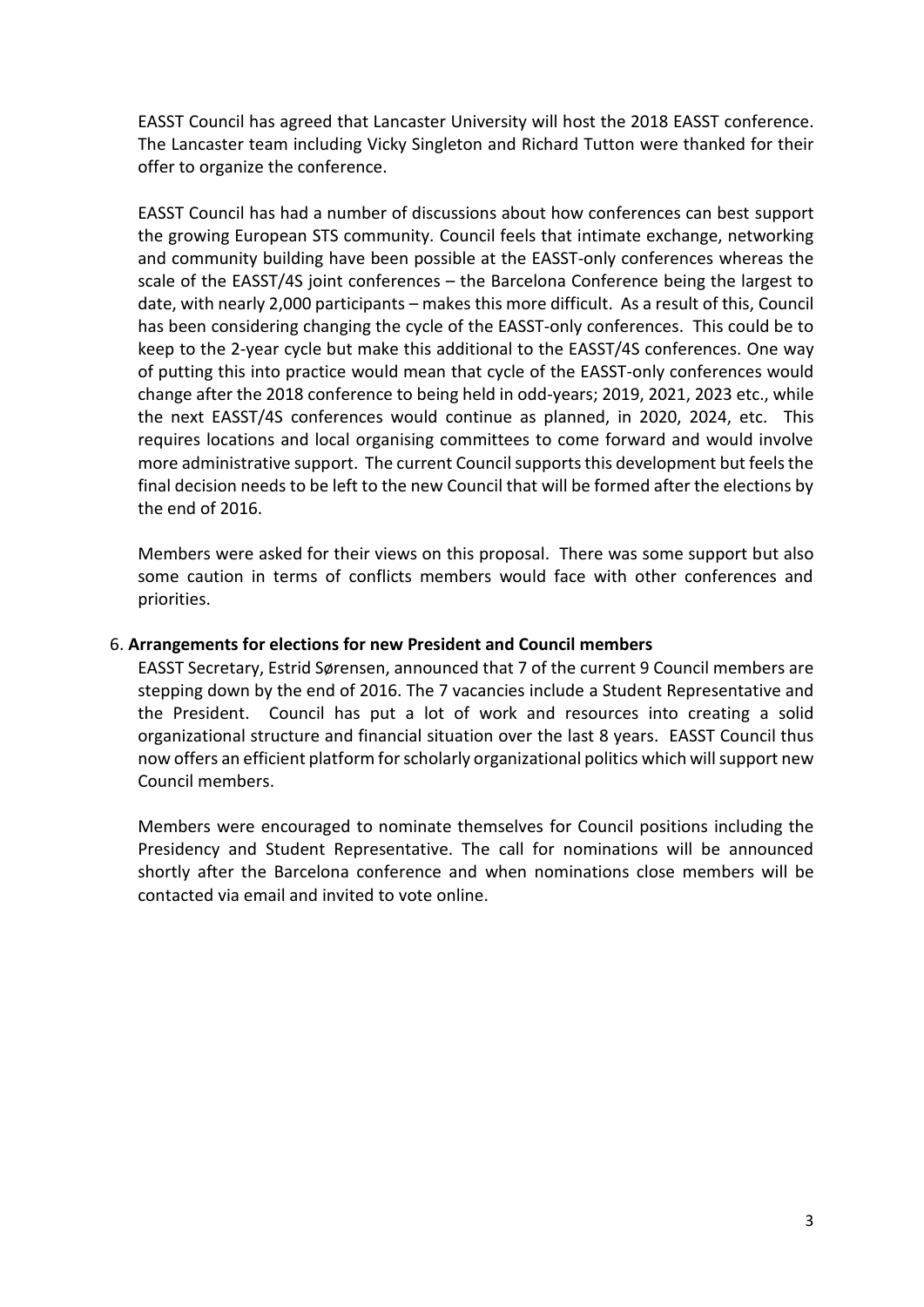EASST Council has agreed that Lancaster University will host the 2018 EASST conference. The Lancaster team including Vicky Singleton and Richard Tutton were thanked for their offer to organize the conference.

EASST Council has had a number of discussions about how conferences can best support the growing European STS community. Council feels that intimate exchange, networking and community building have been possible at the EASST-only conferences whereas the scale of the EASST/4S joint conferences – the Barcelona Conference being the largest to date, with nearly 2,000 participants – makes this more difficult. As a result of this, Council has been considering changing the cycle of the EASST-only conferences. This could be to keep to the 2-year cycle but make this additional to the EASST/4S conferences. One way of putting this into practice would mean that cycle of the EASST-only conferences would change after the 2018 conference to being held in odd-years; 2019, 2021, 2023 etc., while the next EASST/4S conferences would continue as planned, in 2020, 2024, etc. This requires locations and local organising committees to come forward and would involve more administrative support. The current Council supports this development but feels the final decision needs to be left to the new Council that will be formed after the elections by the end of 2016.

Members were asked for their views on this proposal. There was some support but also some caution in terms of conflicts members would face with other conferences and priorities.

6. **Arrangements for elections for new President and Council members**

EASST Secretary, Estrid Sørensen, announced that 7 of the current 9 Council members are stepping down by the end of 2016. The 7 vacancies include a Student Representative and the President. Council has put a lot of work and resources into creating a solid organizational structure and financial situation over the last 8 years. EASST Council thus now offers an efficient platform for scholarly organizational politics which will support new Council members.

Members were encouraged to nominate themselves for Council positions including the Presidency and Student Representative. The call for nominations will be announced shortly after the Barcelona conference and when nominations close members will be contacted via email and invited to vote online.